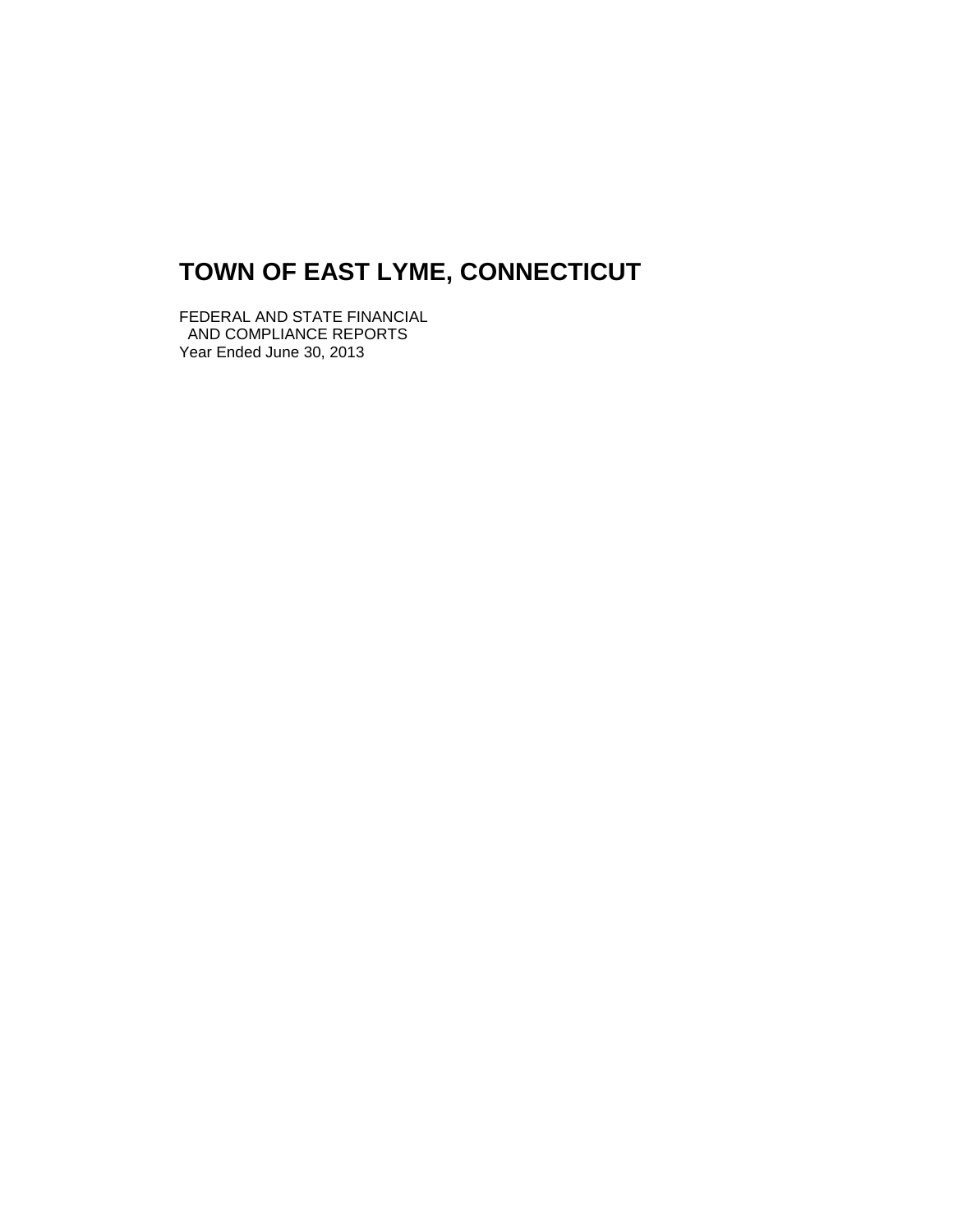# TOWN OF EAST LYME, CONNECTICUT

FEDERAL AND STATE FINANCIAL
AND COMPLIANCE REPORTS
Year Ended June 30, 2013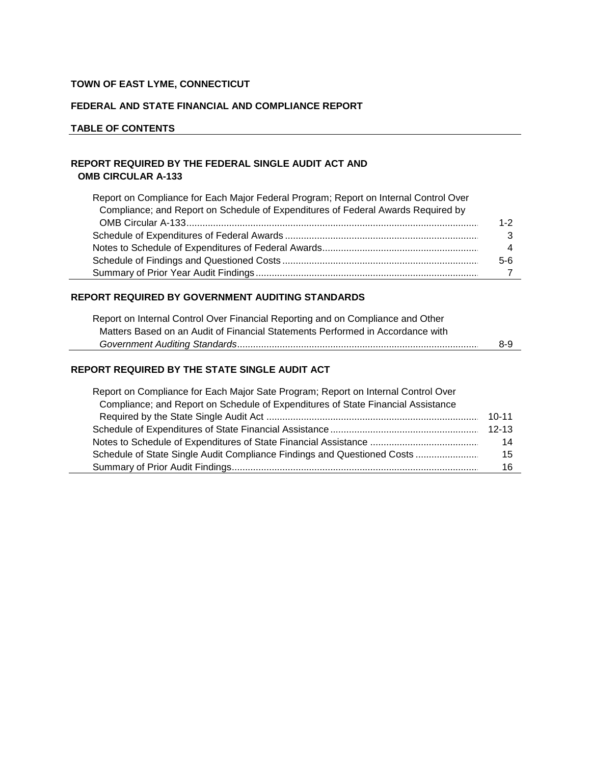**TOWN OF EAST LYME, CONNECTICUT**

**FEDERAL AND STATE FINANCIAL AND COMPLIANCE REPORT**

**TABLE OF CONTENTS**

**REPORT REQUIRED BY THE FEDERAL SINGLE AUDIT ACT AND OMB CIRCULAR A-133**

| | |
|---|---|
| Report on Compliance for Each Major Federal Program; Report on Internal Control Over Compliance; and Report on Schedule of Expenditures of Federal Awards Required by OMB Circular A-133 | 1-2 |
| Schedule of Expenditures of Federal Awards | 3 |
| Notes to Schedule of Expenditures of Federal Awards | 4 |
| Schedule of Findings and Questioned Costs | 5-6 |
| Summary of Prior Year Audit Findings | 7 |

**REPORT REQUIRED BY GOVERNMENT AUDITING STANDARDS**

| | |
|---|---|
| Report on Internal Control Over Financial Reporting and on Compliance and Other Matters Based on an Audit of Financial Statements Performed in Accordance with *Government Auditing Standards* | 8-9 |

**REPORT REQUIRED BY THE STATE SINGLE AUDIT ACT**

| | |
|---|---|
| Report on Compliance for Each Major Sate Program; Report on Internal Control Over Compliance; and Report on Schedule of Expenditures of State Financial Assistance Required by the State Single Audit Act | 10-11 |
| Schedule of Expenditures of State Financial Assistance | 12-13 |
| Notes to Schedule of Expenditures of State Financial Assistance | 14 |
| Schedule of State Single Audit Compliance Findings and Questioned Costs | 15 |
| Summary of Prior Audit Findings | 16 |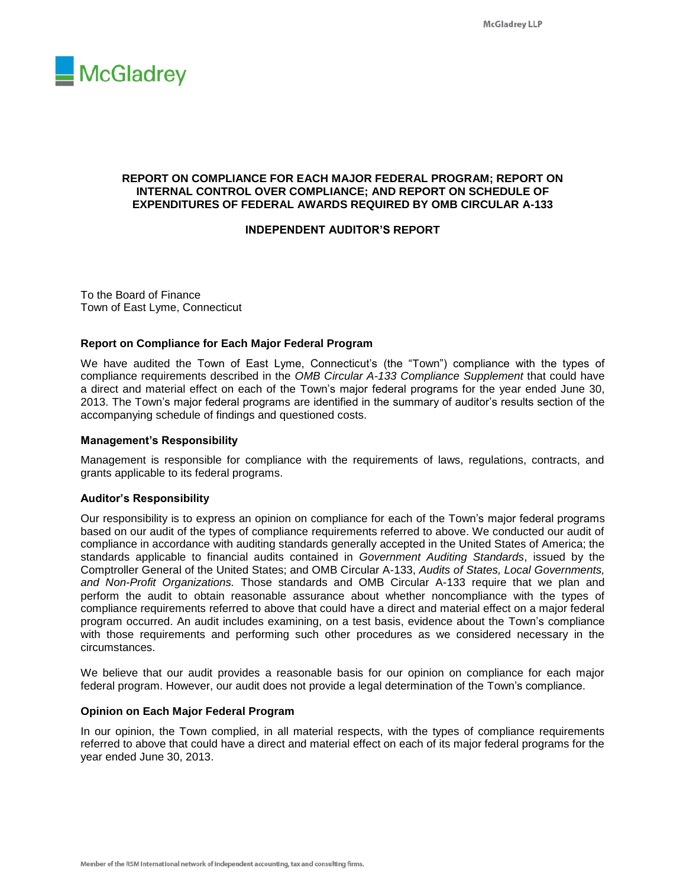# REPORT ON COMPLIANCE FOR EACH MAJOR FEDERAL PROGRAM; REPORT ON INTERNAL CONTROL OVER COMPLIANCE; AND REPORT ON SCHEDULE OF EXPENDITURES OF FEDERAL AWARDS REQUIRED BY OMB CIRCULAR A-133

## INDEPENDENT AUDITOR'S REPORT

To the Board of Finance
Town of East Lyme, Connecticut

### Report on Compliance for Each Major Federal Program

We have audited the Town of East Lyme, Connecticut's (the "Town") compliance with the types of compliance requirements described in the *OMB Circular A-133 Compliance Supplement* that could have a direct and material effect on each of the Town's major federal programs for the year ended June 30, 2013. The Town's major federal programs are identified in the summary of auditor's results section of the accompanying schedule of findings and questioned costs.

### Management's Responsibility

Management is responsible for compliance with the requirements of laws, regulations, contracts, and grants applicable to its federal programs.

### Auditor's Responsibility

Our responsibility is to express an opinion on compliance for each of the Town's major federal programs based on our audit of the types of compliance requirements referred to above. We conducted our audit of compliance in accordance with auditing standards generally accepted in the United States of America; the standards applicable to financial audits contained in *Government Auditing Standards*, issued by the Comptroller General of the United States; and OMB Circular A-133, *Audits of States, Local Governments, and Non-Profit Organizations.* Those standards and OMB Circular A-133 require that we plan and perform the audit to obtain reasonable assurance about whether noncompliance with the types of compliance requirements referred to above that could have a direct and material effect on a major federal program occurred. An audit includes examining, on a test basis, evidence about the Town's compliance with those requirements and performing such other procedures as we considered necessary in the circumstances.

We believe that our audit provides a reasonable basis for our opinion on compliance for each major federal program. However, our audit does not provide a legal determination of the Town's compliance.

### Opinion on Each Major Federal Program

In our opinion, the Town complied, in all material respects, with the types of compliance requirements referred to above that could have a direct and material effect on each of its major federal programs for the year ended June 30, 2013.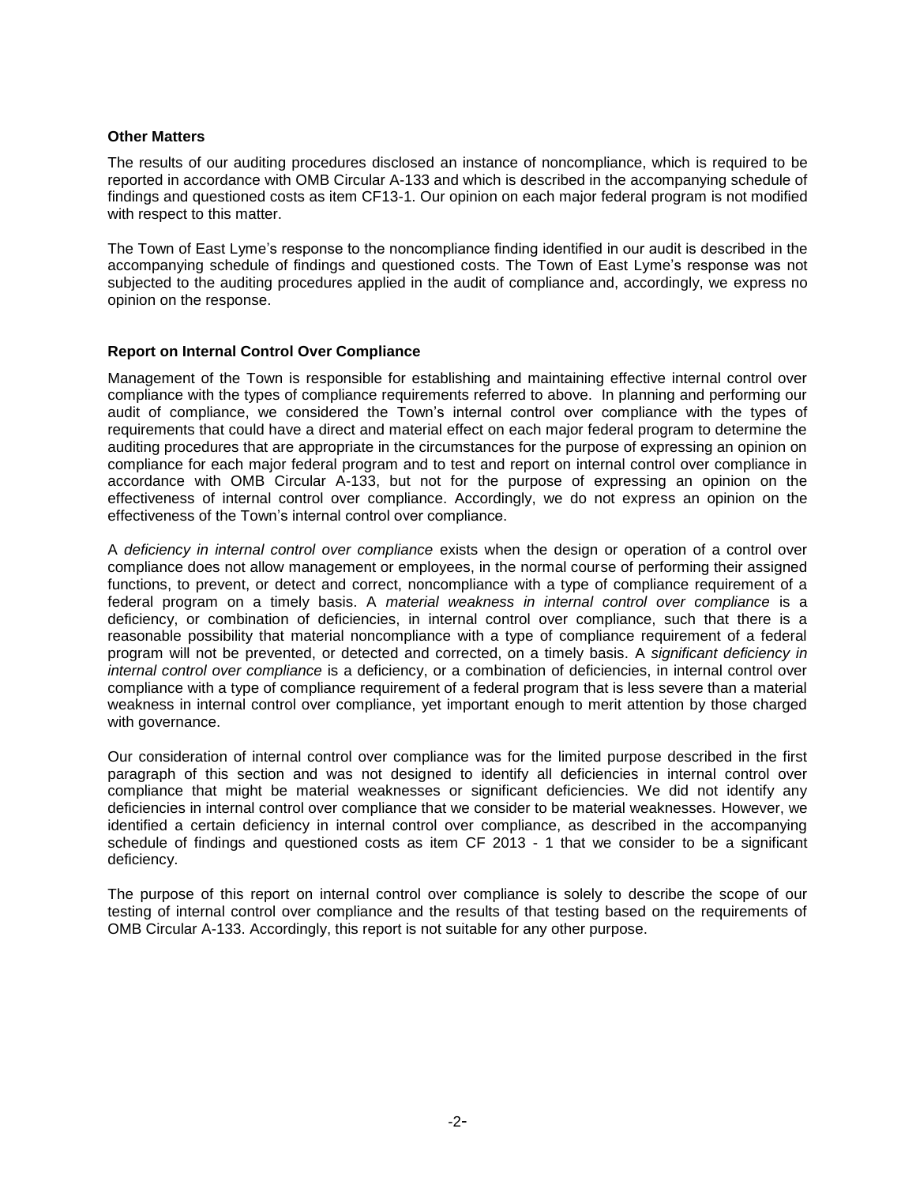### Other Matters

The results of our auditing procedures disclosed an instance of noncompliance, which is required to be reported in accordance with OMB Circular A-133 and which is described in the accompanying schedule of findings and questioned costs as item CF13-1. Our opinion on each major federal program is not modified with respect to this matter.

The Town of East Lyme's response to the noncompliance finding identified in our audit is described in the accompanying schedule of findings and questioned costs. The Town of East Lyme's response was not subjected to the auditing procedures applied in the audit of compliance and, accordingly, we express no opinion on the response.

### Report on Internal Control Over Compliance

Management of the Town is responsible for establishing and maintaining effective internal control over compliance with the types of compliance requirements referred to above. In planning and performing our audit of compliance, we considered the Town's internal control over compliance with the types of requirements that could have a direct and material effect on each major federal program to determine the auditing procedures that are appropriate in the circumstances for the purpose of expressing an opinion on compliance for each major federal program and to test and report on internal control over compliance in accordance with OMB Circular A-133, but not for the purpose of expressing an opinion on the effectiveness of internal control over compliance. Accordingly, we do not express an opinion on the effectiveness of the Town's internal control over compliance.

A *deficiency in internal control over compliance* exists when the design or operation of a control over compliance does not allow management or employees, in the normal course of performing their assigned functions, to prevent, or detect and correct, noncompliance with a type of compliance requirement of a federal program on a timely basis. A *material weakness in internal control over compliance* is a deficiency, or combination of deficiencies, in internal control over compliance, such that there is a reasonable possibility that material noncompliance with a type of compliance requirement of a federal program will not be prevented, or detected and corrected, on a timely basis. A *significant deficiency in internal control over compliance* is a deficiency, or a combination of deficiencies, in internal control over compliance with a type of compliance requirement of a federal program that is less severe than a material weakness in internal control over compliance, yet important enough to merit attention by those charged with governance.

Our consideration of internal control over compliance was for the limited purpose described in the first paragraph of this section and was not designed to identify all deficiencies in internal control over compliance that might be material weaknesses or significant deficiencies. We did not identify any deficiencies in internal control over compliance that we consider to be material weaknesses. However, we identified a certain deficiency in internal control over compliance, as described in the accompanying schedule of findings and questioned costs as item CF 2013 - 1 that we consider to be a significant deficiency.

The purpose of this report on internal control over compliance is solely to describe the scope of our testing of internal control over compliance and the results of that testing based on the requirements of OMB Circular A-133. Accordingly, this report is not suitable for any other purpose.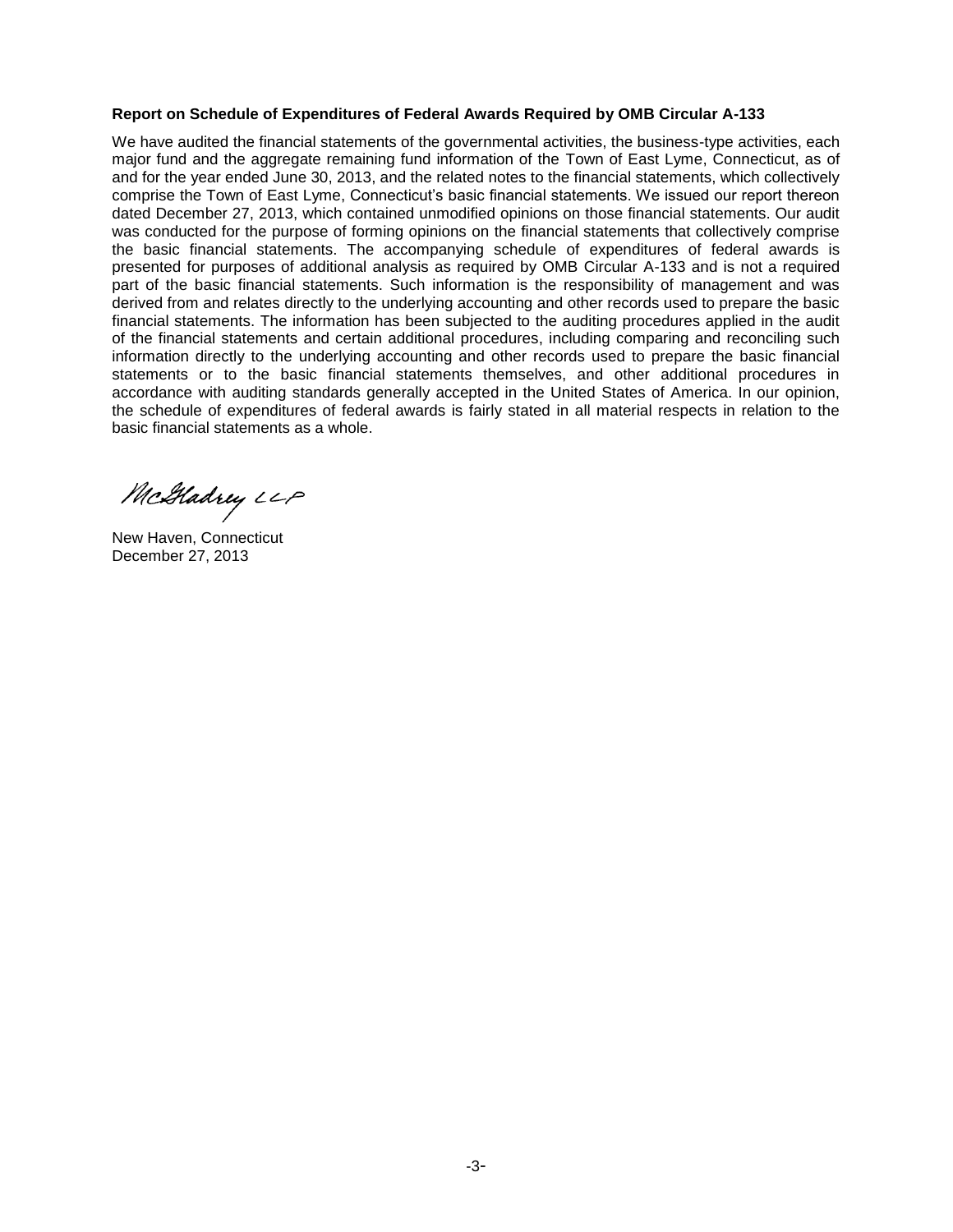**Report on Schedule of Expenditures of Federal Awards Required by OMB Circular A-133**

We have audited the financial statements of the governmental activities, the business-type activities, each major fund and the aggregate remaining fund information of the Town of East Lyme, Connecticut, as of and for the year ended June 30, 2013, and the related notes to the financial statements, which collectively comprise the Town of East Lyme, Connecticut's basic financial statements. We issued our report thereon dated December 27, 2013, which contained unmodified opinions on those financial statements. Our audit was conducted for the purpose of forming opinions on the financial statements that collectively comprise the basic financial statements. The accompanying schedule of expenditures of federal awards is presented for purposes of additional analysis as required by OMB Circular A-133 and is not a required part of the basic financial statements. Such information is the responsibility of management and was derived from and relates directly to the underlying accounting and other records used to prepare the basic financial statements. The information has been subjected to the auditing procedures applied in the audit of the financial statements and certain additional procedures, including comparing and reconciling such information directly to the underlying accounting and other records used to prepare the basic financial statements or to the basic financial statements themselves, and other additional procedures in accordance with auditing standards generally accepted in the United States of America. In our opinion, the schedule of expenditures of federal awards is fairly stated in all material respects in relation to the basic financial statements as a whole.

McGladrey LLP

New Haven, Connecticut
December 27, 2013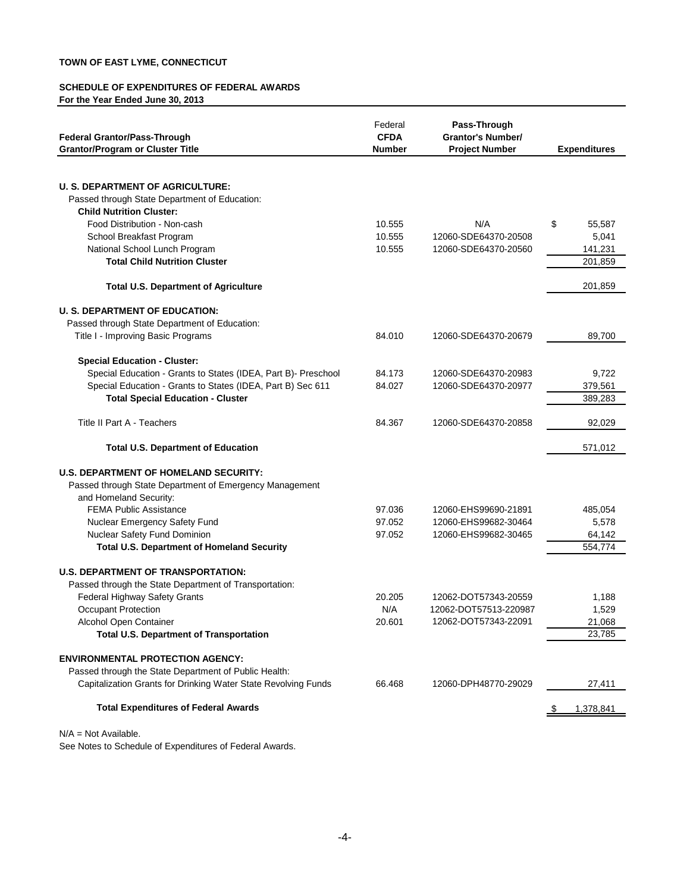**TOWN OF EAST LYME, CONNECTICUT**

**SCHEDULE OF EXPENDITURES OF FEDERAL AWARDS**
**For the Year Ended June 30, 2013**

| Federal Grantor/Pass-Through Grantor/Program or Cluster Title | Federal CFDA Number | Pass-Through Grantor's Number/ Project Number | Expenditures |
|---|---|---|---|
| **U. S. DEPARTMENT OF AGRICULTURE:** | | | |
| Passed through State Department of Education: | | | |
| **Child Nutrition Cluster:** | | | |
| Food Distribution - Non-cash | 10.555 | N/A | $ 55,587 |
| School Breakfast Program | 10.555 | 12060-SDE64370-20508 | 5,041 |
| National School Lunch Program | 10.555 | 12060-SDE64370-20560 | 141,231 |
| **Total Child Nutrition Cluster** | | | 201,859 |
| **Total U.S. Department of Agriculture** | | | 201,859 |
| **U. S. DEPARTMENT OF EDUCATION:** | | | |
| Passed through State Department of Education: | | | |
| Title I - Improving Basic Programs | 84.010 | 12060-SDE64370-20679 | 89,700 |
| **Special Education - Cluster:** | | | |
| Special Education - Grants to States (IDEA, Part B)- Preschool | 84.173 | 12060-SDE64370-20983 | 9,722 |
| Special Education - Grants to States (IDEA, Part B) Sec 611 | 84.027 | 12060-SDE64370-20977 | 379,561 |
| **Total Special Education - Cluster** | | | 389,283 |
| Title II Part A - Teachers | 84.367 | 12060-SDE64370-20858 | 92,029 |
| **Total U.S. Department of Education** | | | 571,012 |
| **U.S. DEPARTMENT OF HOMELAND SECURITY:** | | | |
| Passed through State Department of Emergency Management and Homeland Security: | | | |
| FEMA Public Assistance | 97.036 | 12060-EHS99690-21891 | 485,054 |
| Nuclear Emergency Safety Fund | 97.052 | 12060-EHS99682-30464 | 5,578 |
| Nuclear Safety Fund Dominion | 97.052 | 12060-EHS99682-30465 | 64,142 |
| **Total U.S. Department of Homeland Security** | | | 554,774 |
| **U.S. DEPARTMENT OF TRANSPORTATION:** | | | |
| Passed through the State Department of Transportation: | | | |
| Federal Highway Safety Grants | 20.205 | 12062-DOT57343-20559 | 1,188 |
| Occupant Protection | N/A | 12062-DOT57513-220987 | 1,529 |
| Alcohol Open Container | 20.601 | 12062-DOT57343-22091 | 21,068 |
| **Total U.S. Department of Transportation** | | | 23,785 |
| **ENVIRONMENTAL PROTECTION AGENCY:** | | | |
| Passed through the State Department of Public Health: | | | |
| Capitalization Grants for Drinking Water State Revolving Funds | 66.468 | 12060-DPH48770-29029 | 27,411 |
| **Total Expenditures of Federal Awards** | | | $ 1,378,841 |

N/A = Not Available.

See Notes to Schedule of Expenditures of Federal Awards.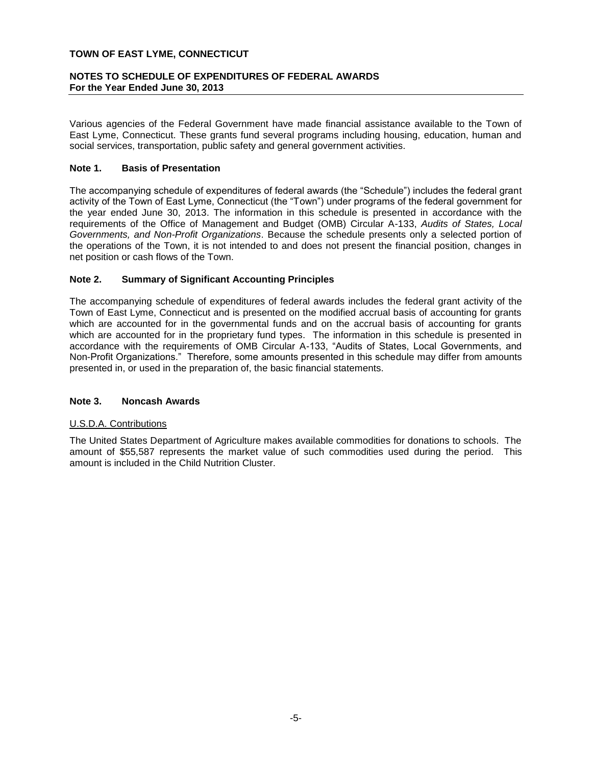**TOWN OF EAST LYME, CONNECTICUT**

**NOTES TO SCHEDULE OF EXPENDITURES OF FEDERAL AWARDS**
**For the Year Ended June 30, 2013**

Various agencies of the Federal Government have made financial assistance available to the Town of East Lyme, Connecticut. These grants fund several programs including housing, education, human and social services, transportation, public safety and general government activities.

## Note 1. Basis of Presentation

The accompanying schedule of expenditures of federal awards (the "Schedule") includes the federal grant activity of the Town of East Lyme, Connecticut (the "Town") under programs of the federal government for the year ended June 30, 2013. The information in this schedule is presented in accordance with the requirements of the Office of Management and Budget (OMB) Circular A-133, *Audits of States, Local Governments, and Non-Profit Organizations*. Because the schedule presents only a selected portion of the operations of the Town, it is not intended to and does not present the financial position, changes in net position or cash flows of the Town.

## Note 2. Summary of Significant Accounting Principles

The accompanying schedule of expenditures of federal awards includes the federal grant activity of the Town of East Lyme, Connecticut and is presented on the modified accrual basis of accounting for grants which are accounted for in the governmental funds and on the accrual basis of accounting for grants which are accounted for in the proprietary fund types. The information in this schedule is presented in accordance with the requirements of OMB Circular A-133, "Audits of States, Local Governments, and Non-Profit Organizations." Therefore, some amounts presented in this schedule may differ from amounts presented in, or used in the preparation of, the basic financial statements.

## Note 3. Noncash Awards

U.S.D.A. Contributions

The United States Department of Agriculture makes available commodities for donations to schools. The amount of $55,587 represents the market value of such commodities used during the period. This amount is included in the Child Nutrition Cluster.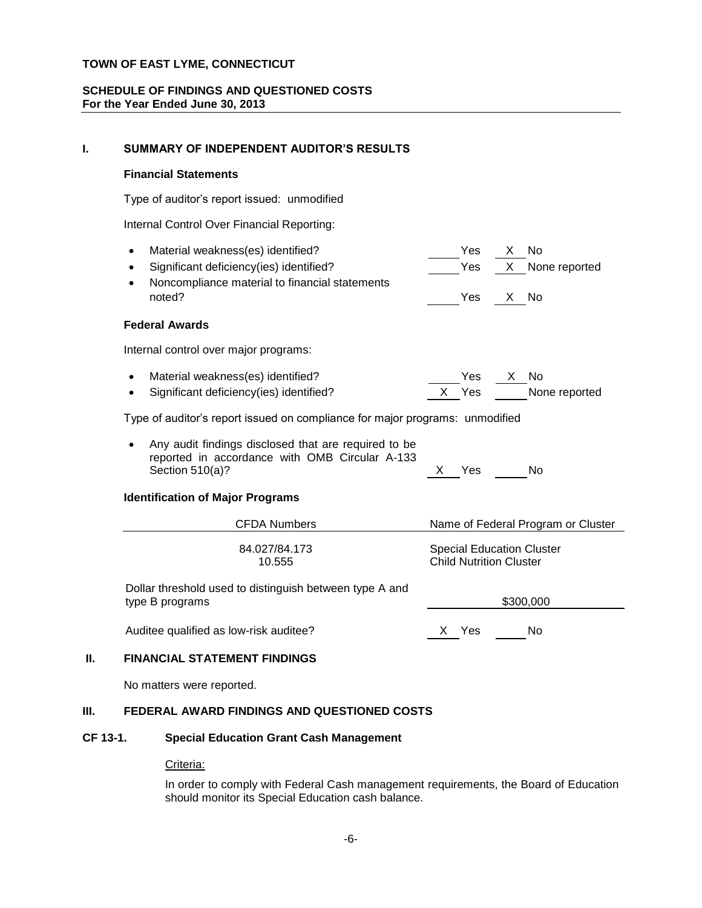**TOWN OF EAST LYME, CONNECTICUT**

**SCHEDULE OF FINDINGS AND QUESTIONED COSTS**
**For the Year Ended June 30, 2013**

## I. SUMMARY OF INDEPENDENT AUDITOR'S RESULTS

### Financial Statements

Type of auditor's report issued: unmodified

Internal Control Over Financial Reporting:

- Material weakness(es) identified? ____ Yes __X__ No
- Significant deficiency(ies) identified? ____ Yes __X__ None reported
- Noncompliance material to financial statements noted? ____ Yes __X__ No

### Federal Awards

Internal control over major programs:

- Material weakness(es) identified? ____ Yes __X__ No
- Significant deficiency(ies) identified? __X__ Yes ____ None reported

Type of auditor's report issued on compliance for major programs: unmodified

- Any audit findings disclosed that are required to be reported in accordance with OMB Circular A-133 Section 510(a)? __X__ Yes ____ No

### Identification of Major Programs

| CFDA Numbers | Name of Federal Program or Cluster |
|---|---|
| 84.027/84.173 | Special Education Cluster |
| 10.555 | Child Nutrition Cluster |

Dollar threshold used to distinguish between type A and type B programs: $300,000

Auditee qualified as low-risk auditee? __X__ Yes ____ No

## II. FINANCIAL STATEMENT FINDINGS

No matters were reported.

## III. FEDERAL AWARD FINDINGS AND QUESTIONED COSTS

### CF 13-1. Special Education Grant Cash Management

Criteria:

In order to comply with Federal Cash management requirements, the Board of Education should monitor its Special Education cash balance.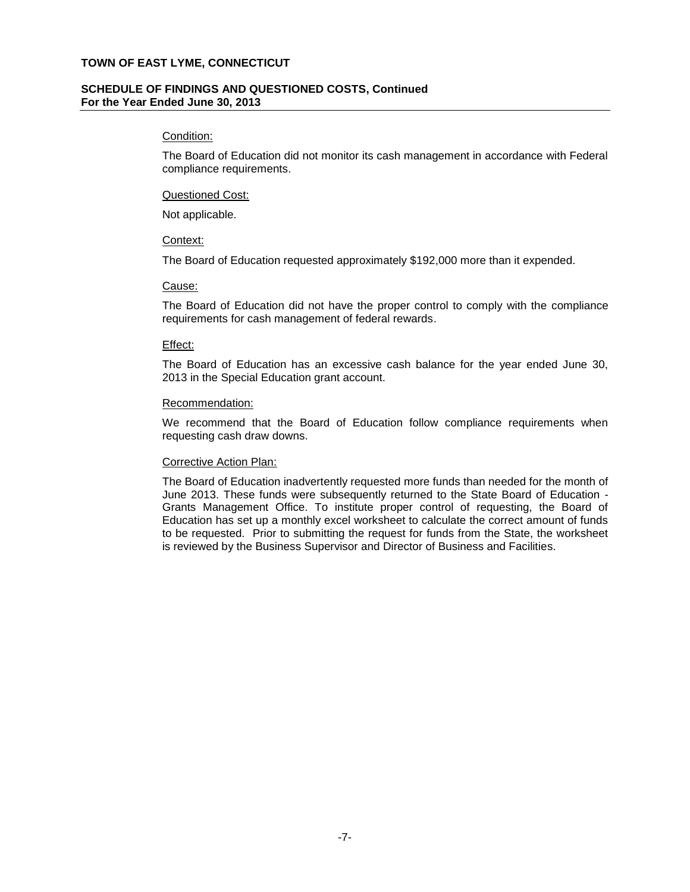Condition:

The Board of Education did not monitor its cash management in accordance with Federal compliance requirements.

Questioned Cost:

Not applicable.

Context:

The Board of Education requested approximately $192,000 more than it expended.

Cause:

The Board of Education did not have the proper control to comply with the compliance requirements for cash management of federal rewards.

Effect:

The Board of Education has an excessive cash balance for the year ended June 30, 2013 in the Special Education grant account.

Recommendation:

We recommend that the Board of Education follow compliance requirements when requesting cash draw downs.

Corrective Action Plan:

The Board of Education inadvertently requested more funds than needed for the month of June 2013. These funds were subsequently returned to the State Board of Education - Grants Management Office. To institute proper control of requesting, the Board of Education has set up a monthly excel worksheet to calculate the correct amount of funds to be requested. Prior to submitting the request for funds from the State, the worksheet is reviewed by the Business Supervisor and Director of Business and Facilities.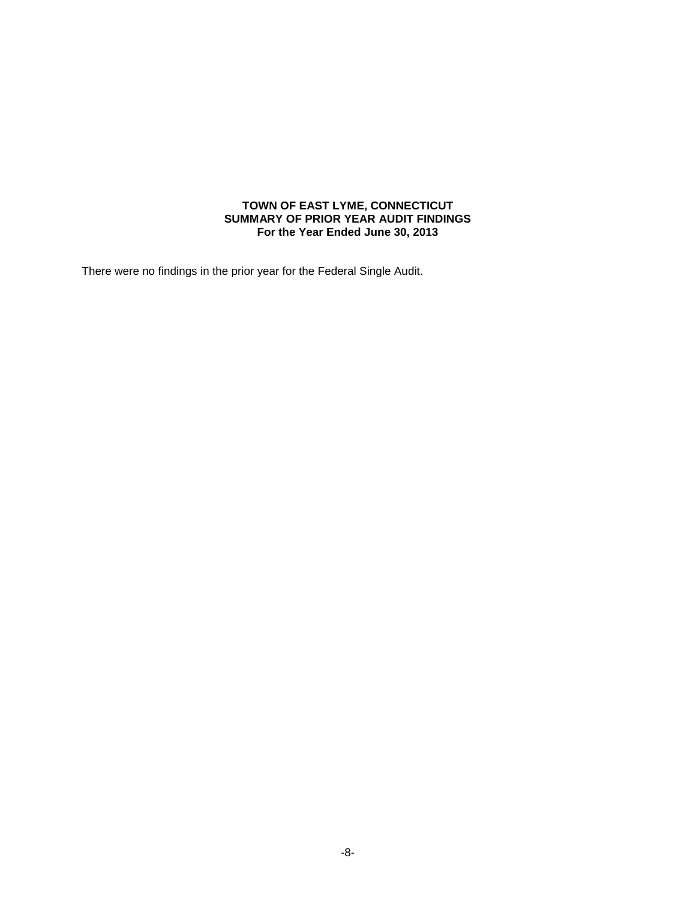**TOWN OF EAST LYME, CONNECTICUT**
**SUMMARY OF PRIOR YEAR AUDIT FINDINGS**
**For the Year Ended June 30, 2013**

There were no findings in the prior year for the Federal Single Audit.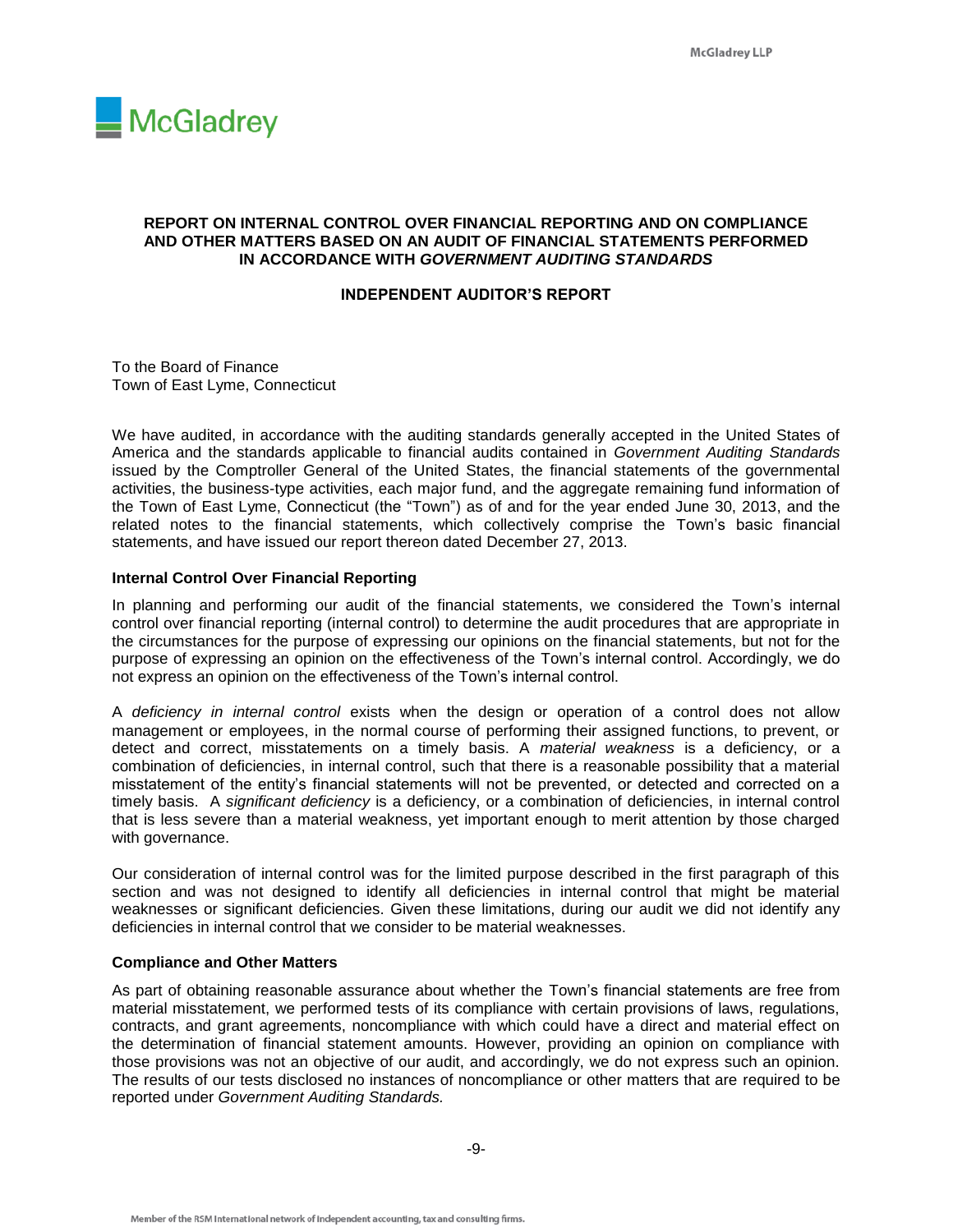**REPORT ON INTERNAL CONTROL OVER FINANCIAL REPORTING AND ON COMPLIANCE AND OTHER MATTERS BASED ON AN AUDIT OF FINANCIAL STATEMENTS PERFORMED IN ACCORDANCE WITH *GOVERNMENT AUDITING STANDARDS***

**INDEPENDENT AUDITOR'S REPORT**

To the Board of Finance
Town of East Lyme, Connecticut

We have audited, in accordance with the auditing standards generally accepted in the United States of America and the standards applicable to financial audits contained in *Government Auditing Standards* issued by the Comptroller General of the United States, the financial statements of the governmental activities, the business-type activities, each major fund, and the aggregate remaining fund information of the Town of East Lyme, Connecticut (the "Town") as of and for the year ended June 30, 2013, and the related notes to the financial statements, which collectively comprise the Town's basic financial statements, and have issued our report thereon dated December 27, 2013.

**Internal Control Over Financial Reporting**

In planning and performing our audit of the financial statements, we considered the Town's internal control over financial reporting (internal control) to determine the audit procedures that are appropriate in the circumstances for the purpose of expressing our opinions on the financial statements, but not for the purpose of expressing an opinion on the effectiveness of the Town's internal control. Accordingly, we do not express an opinion on the effectiveness of the Town's internal control.

A *deficiency in internal control* exists when the design or operation of a control does not allow management or employees, in the normal course of performing their assigned functions, to prevent, or detect and correct, misstatements on a timely basis. A *material weakness* is a deficiency, or a combination of deficiencies, in internal control, such that there is a reasonable possibility that a material misstatement of the entity's financial statements will not be prevented, or detected and corrected on a timely basis. A *significant deficiency* is a deficiency, or a combination of deficiencies, in internal control that is less severe than a material weakness, yet important enough to merit attention by those charged with governance.

Our consideration of internal control was for the limited purpose described in the first paragraph of this section and was not designed to identify all deficiencies in internal control that might be material weaknesses or significant deficiencies. Given these limitations, during our audit we did not identify any deficiencies in internal control that we consider to be material weaknesses.

**Compliance and Other Matters**

As part of obtaining reasonable assurance about whether the Town's financial statements are free from material misstatement, we performed tests of its compliance with certain provisions of laws, regulations, contracts, and grant agreements, noncompliance with which could have a direct and material effect on the determination of financial statement amounts. However, providing an opinion on compliance with those provisions was not an objective of our audit, and accordingly, we do not express such an opinion. The results of our tests disclosed no instances of noncompliance or other matters that are required to be reported under *Government Auditing Standards.*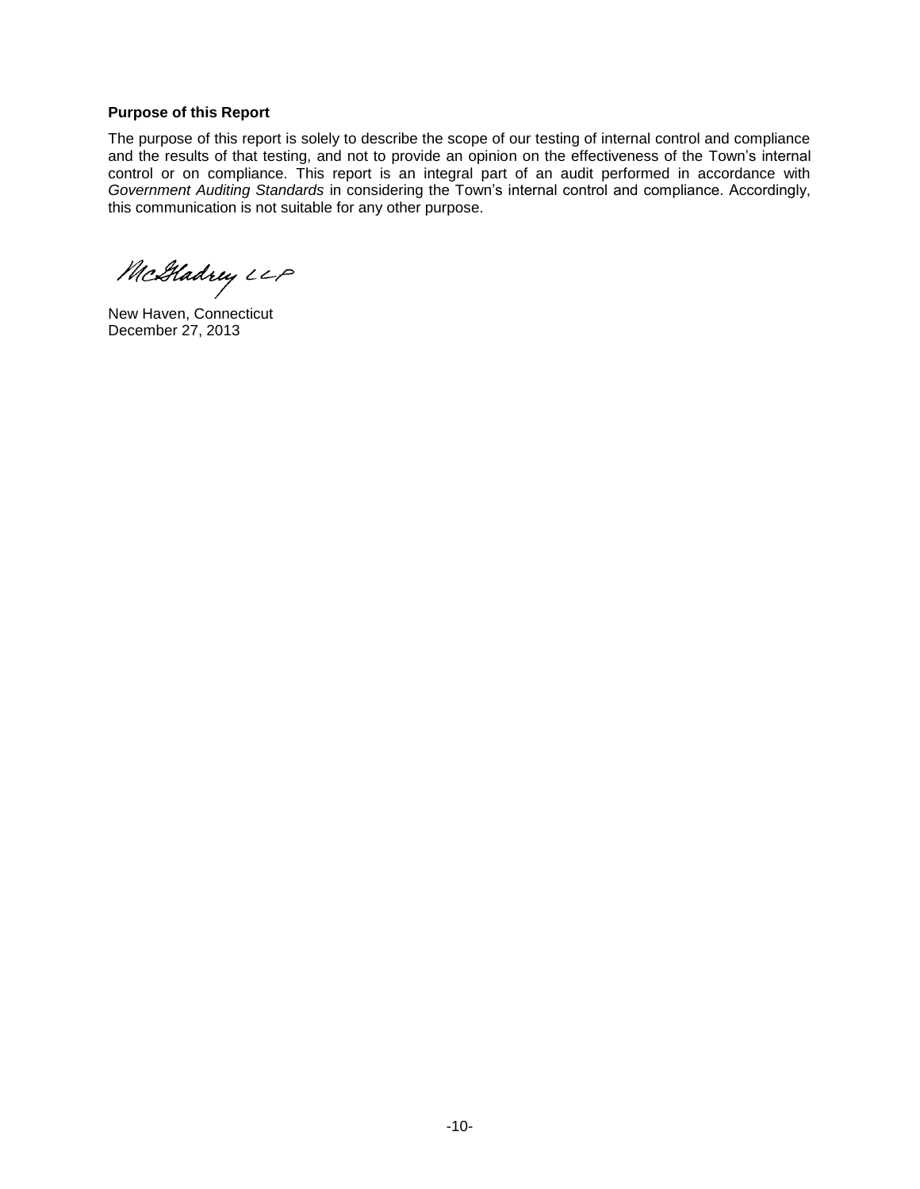**Purpose of this Report**

The purpose of this report is solely to describe the scope of our testing of internal control and compliance and the results of that testing, and not to provide an opinion on the effectiveness of the Town's internal control or on compliance. This report is an integral part of an audit performed in accordance with *Government Auditing Standards* in considering the Town's internal control and compliance. Accordingly, this communication is not suitable for any other purpose.

McGladrey LLP

New Haven, Connecticut
December 27, 2013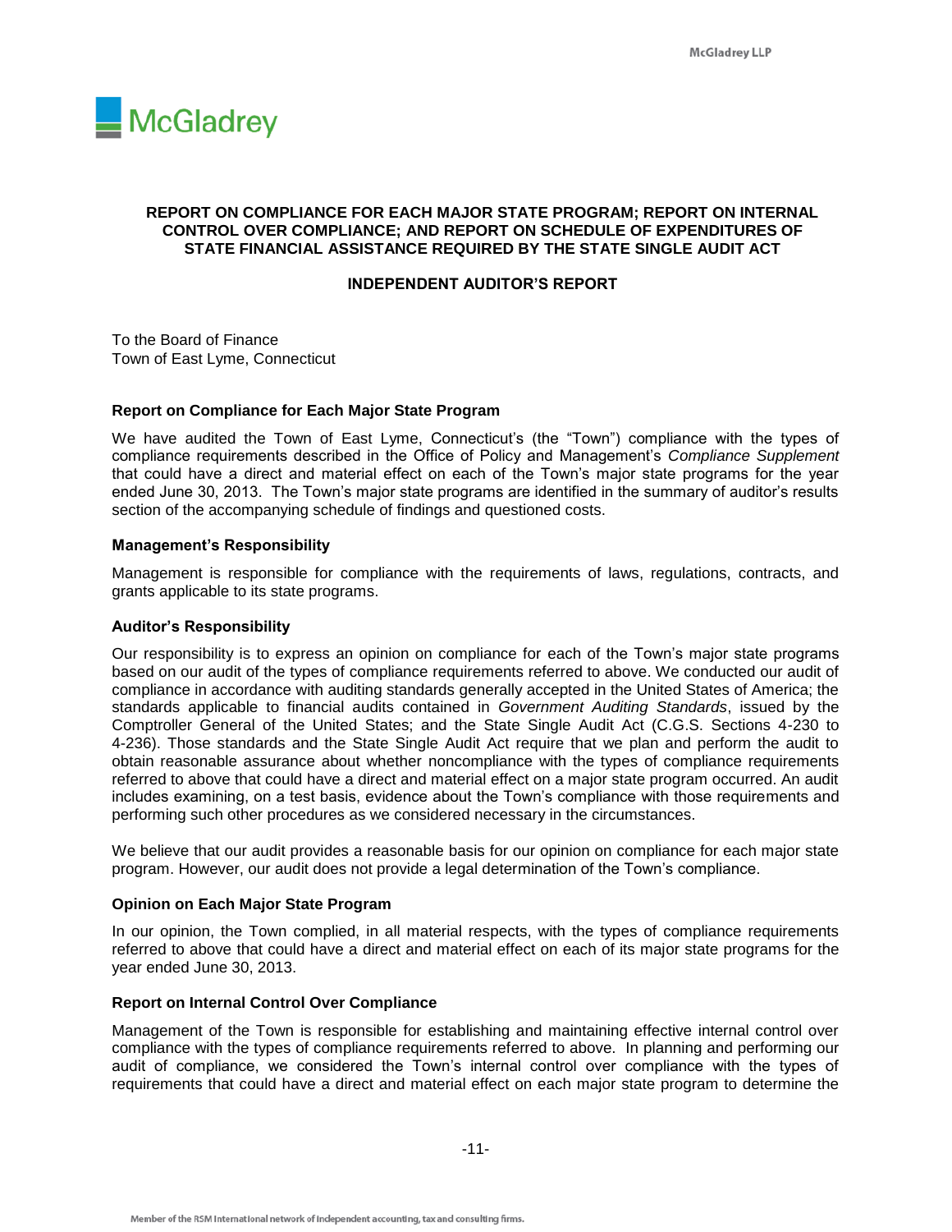# REPORT ON COMPLIANCE FOR EACH MAJOR STATE PROGRAM; REPORT ON INTERNAL CONTROL OVER COMPLIANCE; AND REPORT ON SCHEDULE OF EXPENDITURES OF STATE FINANCIAL ASSISTANCE REQUIRED BY THE STATE SINGLE AUDIT ACT

## INDEPENDENT AUDITOR'S REPORT

To the Board of Finance
Town of East Lyme, Connecticut

### Report on Compliance for Each Major State Program

We have audited the Town of East Lyme, Connecticut's (the "Town") compliance with the types of compliance requirements described in the Office of Policy and Management's *Compliance Supplement* that could have a direct and material effect on each of the Town's major state programs for the year ended June 30, 2013. The Town's major state programs are identified in the summary of auditor's results section of the accompanying schedule of findings and questioned costs.

### Management's Responsibility

Management is responsible for compliance with the requirements of laws, regulations, contracts, and grants applicable to its state programs.

### Auditor's Responsibility

Our responsibility is to express an opinion on compliance for each of the Town's major state programs based on our audit of the types of compliance requirements referred to above. We conducted our audit of compliance in accordance with auditing standards generally accepted in the United States of America; the standards applicable to financial audits contained in *Government Auditing Standards*, issued by the Comptroller General of the United States; and the State Single Audit Act (C.G.S. Sections 4-230 to 4-236). Those standards and the State Single Audit Act require that we plan and perform the audit to obtain reasonable assurance about whether noncompliance with the types of compliance requirements referred to above that could have a direct and material effect on a major state program occurred. An audit includes examining, on a test basis, evidence about the Town's compliance with those requirements and performing such other procedures as we considered necessary in the circumstances.

We believe that our audit provides a reasonable basis for our opinion on compliance for each major state program. However, our audit does not provide a legal determination of the Town's compliance.

### Opinion on Each Major State Program

In our opinion, the Town complied, in all material respects, with the types of compliance requirements referred to above that could have a direct and material effect on each of its major state programs for the year ended June 30, 2013.

### Report on Internal Control Over Compliance

Management of the Town is responsible for establishing and maintaining effective internal control over compliance with the types of compliance requirements referred to above. In planning and performing our audit of compliance, we considered the Town's internal control over compliance with the types of requirements that could have a direct and material effect on each major state program to determine the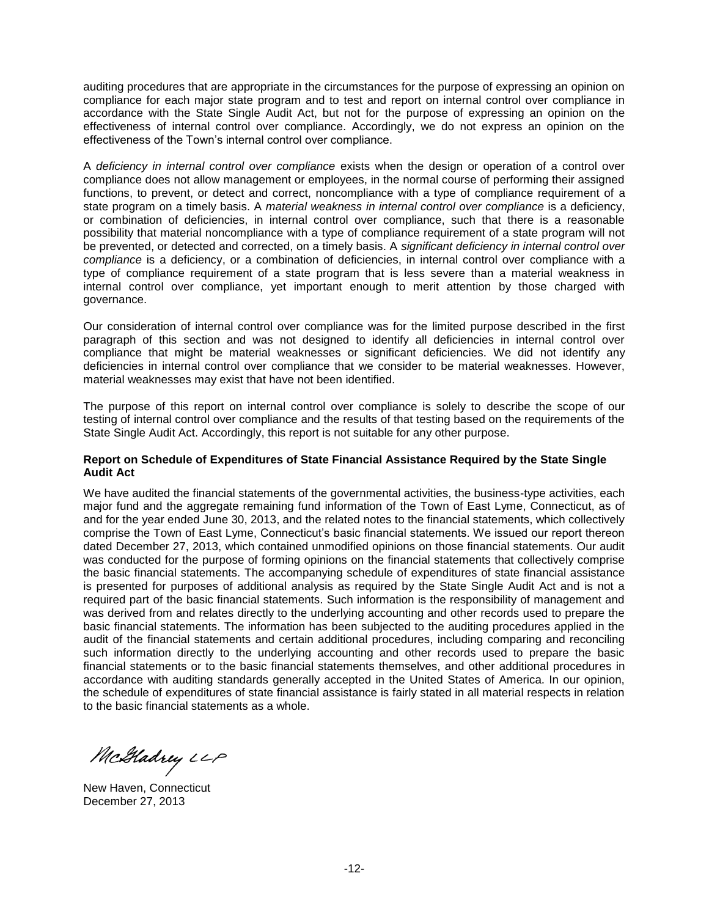auditing procedures that are appropriate in the circumstances for the purpose of expressing an opinion on compliance for each major state program and to test and report on internal control over compliance in accordance with the State Single Audit Act, but not for the purpose of expressing an opinion on the effectiveness of internal control over compliance. Accordingly, we do not express an opinion on the effectiveness of the Town's internal control over compliance.

A *deficiency in internal control over compliance* exists when the design or operation of a control over compliance does not allow management or employees, in the normal course of performing their assigned functions, to prevent, or detect and correct, noncompliance with a type of compliance requirement of a state program on a timely basis. A *material weakness in internal control over compliance* is a deficiency, or combination of deficiencies, in internal control over compliance, such that there is a reasonable possibility that material noncompliance with a type of compliance requirement of a state program will not be prevented, or detected and corrected, on a timely basis. A *significant deficiency in internal control over compliance* is a deficiency, or a combination of deficiencies, in internal control over compliance with a type of compliance requirement of a state program that is less severe than a material weakness in internal control over compliance, yet important enough to merit attention by those charged with governance.

Our consideration of internal control over compliance was for the limited purpose described in the first paragraph of this section and was not designed to identify all deficiencies in internal control over compliance that might be material weaknesses or significant deficiencies. We did not identify any deficiencies in internal control over compliance that we consider to be material weaknesses. However, material weaknesses may exist that have not been identified.

The purpose of this report on internal control over compliance is solely to describe the scope of our testing of internal control over compliance and the results of that testing based on the requirements of the State Single Audit Act. Accordingly, this report is not suitable for any other purpose.

**Report on Schedule of Expenditures of State Financial Assistance Required by the State Single Audit Act**

We have audited the financial statements of the governmental activities, the business-type activities, each major fund and the aggregate remaining fund information of the Town of East Lyme, Connecticut, as of and for the year ended June 30, 2013, and the related notes to the financial statements, which collectively comprise the Town of East Lyme, Connecticut's basic financial statements. We issued our report thereon dated December 27, 2013, which contained unmodified opinions on those financial statements. Our audit was conducted for the purpose of forming opinions on the financial statements that collectively comprise the basic financial statements. The accompanying schedule of expenditures of state financial assistance is presented for purposes of additional analysis as required by the State Single Audit Act and is not a required part of the basic financial statements. Such information is the responsibility of management and was derived from and relates directly to the underlying accounting and other records used to prepare the basic financial statements. The information has been subjected to the auditing procedures applied in the audit of the financial statements and certain additional procedures, including comparing and reconciling such information directly to the underlying accounting and other records used to prepare the basic financial statements or to the basic financial statements themselves, and other additional procedures in accordance with auditing standards generally accepted in the United States of America. In our opinion, the schedule of expenditures of state financial assistance is fairly stated in all material respects in relation to the basic financial statements as a whole.

McGladrey LLP

New Haven, Connecticut
December 27, 2013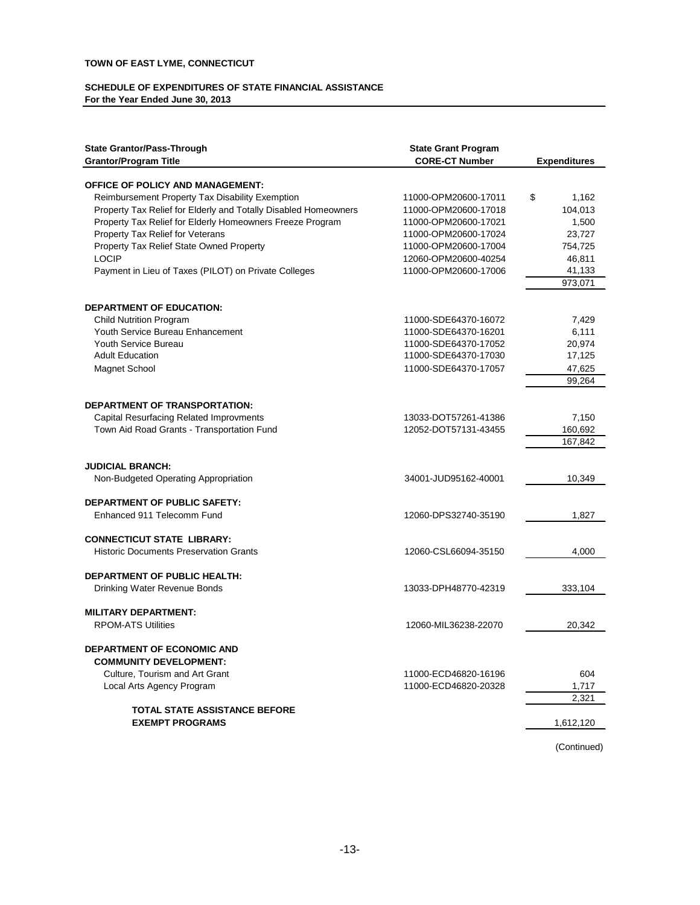**TOWN OF EAST LYME, CONNECTICUT**

**SCHEDULE OF EXPENDITURES OF STATE FINANCIAL ASSISTANCE**
**For the Year Ended June 30, 2013**

| State Grantor/Pass-Through Grantor/Program Title | State Grant Program CORE-CT Number | Expenditures |
|---|---|---|
| **OFFICE OF POLICY AND MANAGEMENT:** | | |
| Reimbursement Property Tax Disability Exemption | 11000-OPM20600-17011 | $ 1,162 |
| Property Tax Relief for Elderly and Totally Disabled Homeowners | 11000-OPM20600-17018 | 104,013 |
| Property Tax Relief for Elderly Homeowners Freeze Program | 11000-OPM20600-17021 | 1,500 |
| Property Tax Relief for Veterans | 11000-OPM20600-17024 | 23,727 |
| Property Tax Relief State Owned Property | 11000-OPM20600-17004 | 754,725 |
| LOCIP | 12060-OPM20600-40254 | 46,811 |
| Payment in Lieu of Taxes (PILOT) on Private Colleges | 11000-OPM20600-17006 | 41,133 |
| | | 973,071 |
| **DEPARTMENT OF EDUCATION:** | | |
| Child Nutrition Program | 11000-SDE64370-16072 | 7,429 |
| Youth Service Bureau Enhancement | 11000-SDE64370-16201 | 6,111 |
| Youth Service Bureau | 11000-SDE64370-17052 | 20,974 |
| Adult Education | 11000-SDE64370-17030 | 17,125 |
| Magnet School | 11000-SDE64370-17057 | 47,625 |
| | | 99,264 |
| **DEPARTMENT OF TRANSPORTATION:** | | |
| Capital Resurfacing Related Improvments | 13033-DOT57261-41386 | 7,150 |
| Town Aid Road Grants - Transportation Fund | 12052-DOT57131-43455 | 160,692 |
| | | 167,842 |
| **JUDICIAL BRANCH:** | | |
| Non-Budgeted Operating Appropriation | 34001-JUD95162-40001 | 10,349 |
| **DEPARTMENT OF PUBLIC SAFETY:** | | |
| Enhanced 911 Telecomm Fund | 12060-DPS32740-35190 | 1,827 |
| **CONNECTICUT STATE LIBRARY:** | | |
| Historic Documents Preservation Grants | 12060-CSL66094-35150 | 4,000 |
| **DEPARTMENT OF PUBLIC HEALTH:** | | |
| Drinking Water Revenue Bonds | 13033-DPH48770-42319 | 333,104 |
| **MILITARY DEPARTMENT:** | | |
| RPOM-ATS Utilities | 12060-MIL36238-22070 | 20,342 |
| **DEPARTMENT OF ECONOMIC AND COMMUNITY DEVELOPMENT:** | | |
| Culture, Tourism and Art Grant | 11000-ECD46820-16196 | 604 |
| Local Arts Agency Program | 11000-ECD46820-20328 | 1,717 |
| | | 2,321 |
| **TOTAL STATE ASSISTANCE BEFORE EXEMPT PROGRAMS** | | 1,612,120 |

(Continued)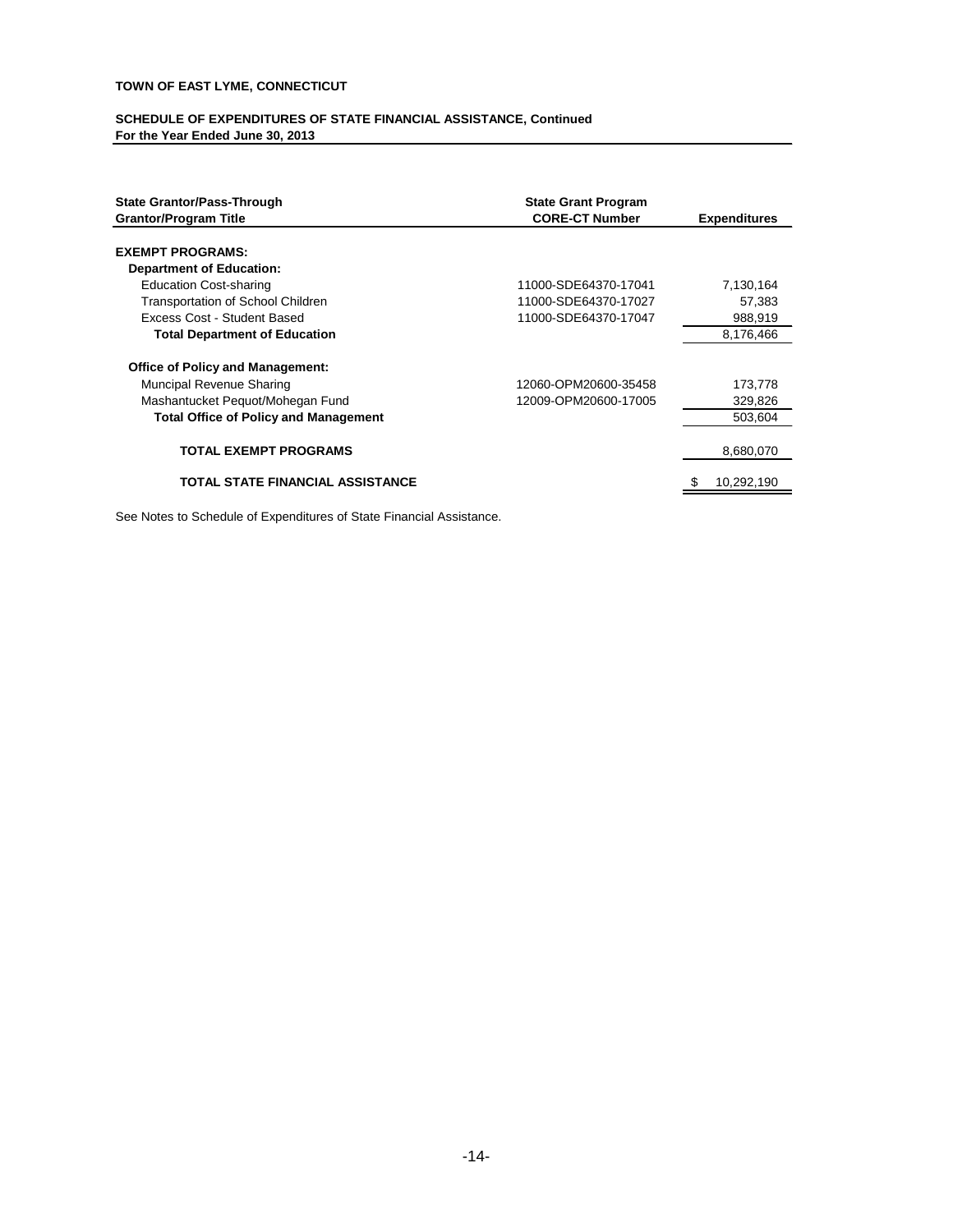**TOWN OF EAST LYME, CONNECTICUT**

**SCHEDULE OF EXPENDITURES OF STATE FINANCIAL ASSISTANCE, Continued**
**For the Year Ended June 30, 2013**

| State Grantor/Pass-Through Grantor/Program Title | State Grant Program CORE-CT Number | Expenditures |
|---|---|---|
| **EXEMPT PROGRAMS:** | | |
| **Department of Education:** | | |
| Education Cost-sharing | 11000-SDE64370-17041 | 7,130,164 |
| Transportation of School Children | 11000-SDE64370-17027 | 57,383 |
| Excess Cost - Student Based | 11000-SDE64370-17047 | 988,919 |
| **Total Department of Education** | | 8,176,466 |
| **Office of Policy and Management:** | | |
| Muncipal Revenue Sharing | 12060-OPM20600-35458 | 173,778 |
| Mashantucket Pequot/Mohegan Fund | 12009-OPM20600-17005 | 329,826 |
| **Total Office of Policy and Management** | | 503,604 |
| **TOTAL EXEMPT PROGRAMS** | | 8,680,070 |
| **TOTAL STATE FINANCIAL ASSISTANCE** | | $ 10,292,190 |

See Notes to Schedule of Expenditures of State Financial Assistance.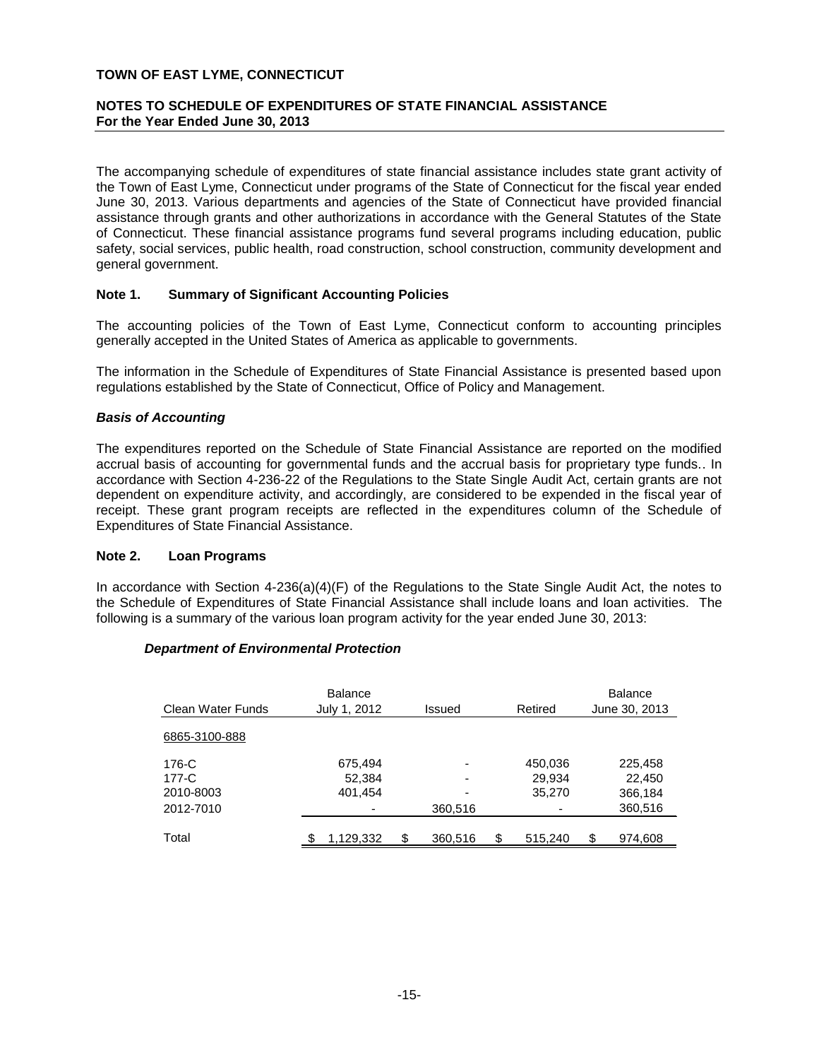**TOWN OF EAST LYME, CONNECTICUT**

**NOTES TO SCHEDULE OF EXPENDITURES OF STATE FINANCIAL ASSISTANCE**
**For the Year Ended June 30, 2013**

The accompanying schedule of expenditures of state financial assistance includes state grant activity of the Town of East Lyme, Connecticut under programs of the State of Connecticut for the fiscal year ended June 30, 2013. Various departments and agencies of the State of Connecticut have provided financial assistance through grants and other authorizations in accordance with the General Statutes of the State of Connecticut. These financial assistance programs fund several programs including education, public safety, social services, public health, road construction, school construction, community development and general government.

**Note 1. Summary of Significant Accounting Policies**

The accounting policies of the Town of East Lyme, Connecticut conform to accounting principles generally accepted in the United States of America as applicable to governments.

The information in the Schedule of Expenditures of State Financial Assistance is presented based upon regulations established by the State of Connecticut, Office of Policy and Management.

***Basis of Accounting***

The expenditures reported on the Schedule of State Financial Assistance are reported on the modified accrual basis of accounting for governmental funds and the accrual basis for proprietary type funds.. In accordance with Section 4-236-22 of the Regulations to the State Single Audit Act, certain grants are not dependent on expenditure activity, and accordingly, are considered to be expended in the fiscal year of receipt. These grant program receipts are reflected in the expenditures column of the Schedule of Expenditures of State Financial Assistance.

**Note 2. Loan Programs**

In accordance with Section 4-236(a)(4)(F) of the Regulations to the State Single Audit Act, the notes to the Schedule of Expenditures of State Financial Assistance shall include loans and loan activities. The following is a summary of the various loan program activity for the year ended June 30, 2013:

***Department of Environmental Protection***

| Clean Water Funds | Balance July 1, 2012 | Issued | Retired | Balance June 30, 2013 |
|---|---|---|---|---|
| 6865-3100-888 | | | | |
| 176-C | 675,494 | - | 450,036 | 225,458 |
| 177-C | 52,384 | - | 29,934 | 22,450 |
| 2010-8003 | 401,454 | - | 35,270 | 366,184 |
| 2012-7010 | - | 360,516 | - | 360,516 |
| Total | $ 1,129,332 | $ 360,516 | $ 515,240 | $ 974,608 |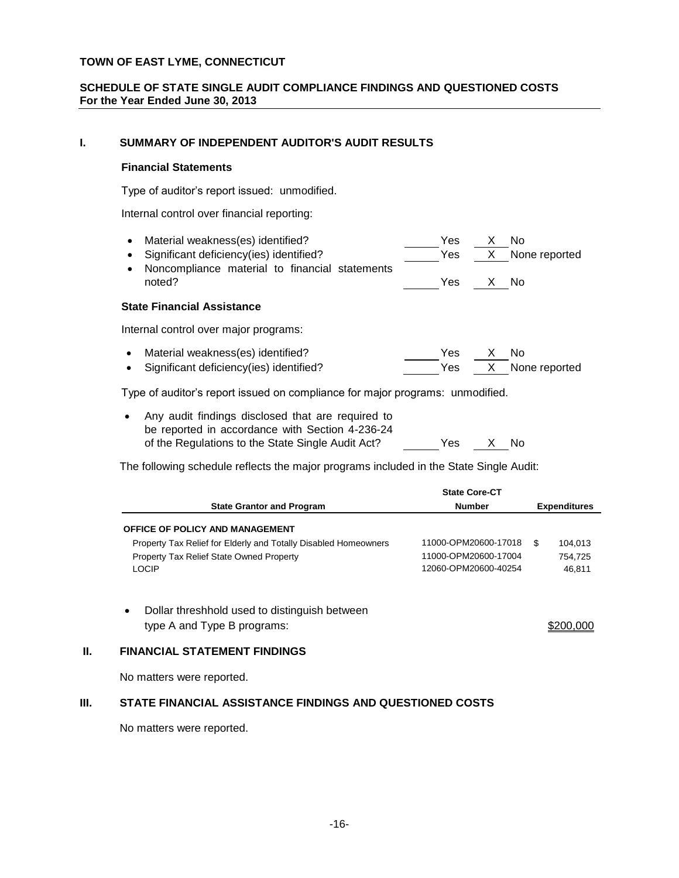**TOWN OF EAST LYME, CONNECTICUT**

**SCHEDULE OF STATE SINGLE AUDIT COMPLIANCE FINDINGS AND QUESTIONED COSTS**
**For the Year Ended June 30, 2013**

## I. SUMMARY OF INDEPENDENT AUDITOR'S AUDIT RESULTS

### Financial Statements

Type of auditor's report issued: unmodified.

Internal control over financial reporting:

- Material weakness(es) identified? ______ Yes __X__ No
- Significant deficiency(ies) identified? ______ Yes __X__ None reported
- Noncompliance material to financial statements noted? ______ Yes __X__ No

### State Financial Assistance

Internal control over major programs:

- Material weakness(es) identified? ______ Yes __X__ No
- Significant deficiency(ies) identified? ______ Yes __X__ None reported

Type of auditor's report issued on compliance for major programs: unmodified.

- Any audit findings disclosed that are required to be reported in accordance with Section 4-236-24 of the Regulations to the State Single Audit Act? ______ Yes __X__ No

The following schedule reflects the major programs included in the State Single Audit:

| State Grantor and Program | State Core-CT Number | Expenditures |
|---|---|---|
| **OFFICE OF POLICY AND MANAGEMENT** | | |
| Property Tax Relief for Elderly and Totally Disabled Homeowners | 11000-OPM20600-17018 | $ 104,013 |
| Property Tax Relief State Owned Property | 11000-OPM20600-17004 | 754,725 |
| LOCIP | 12060-OPM20600-40254 | 46,811 |

- Dollar threshhold used to distinguish between type A and Type B programs: $200,000

## II. FINANCIAL STATEMENT FINDINGS

No matters were reported.

## III. STATE FINANCIAL ASSISTANCE FINDINGS AND QUESTIONED COSTS

No matters were reported.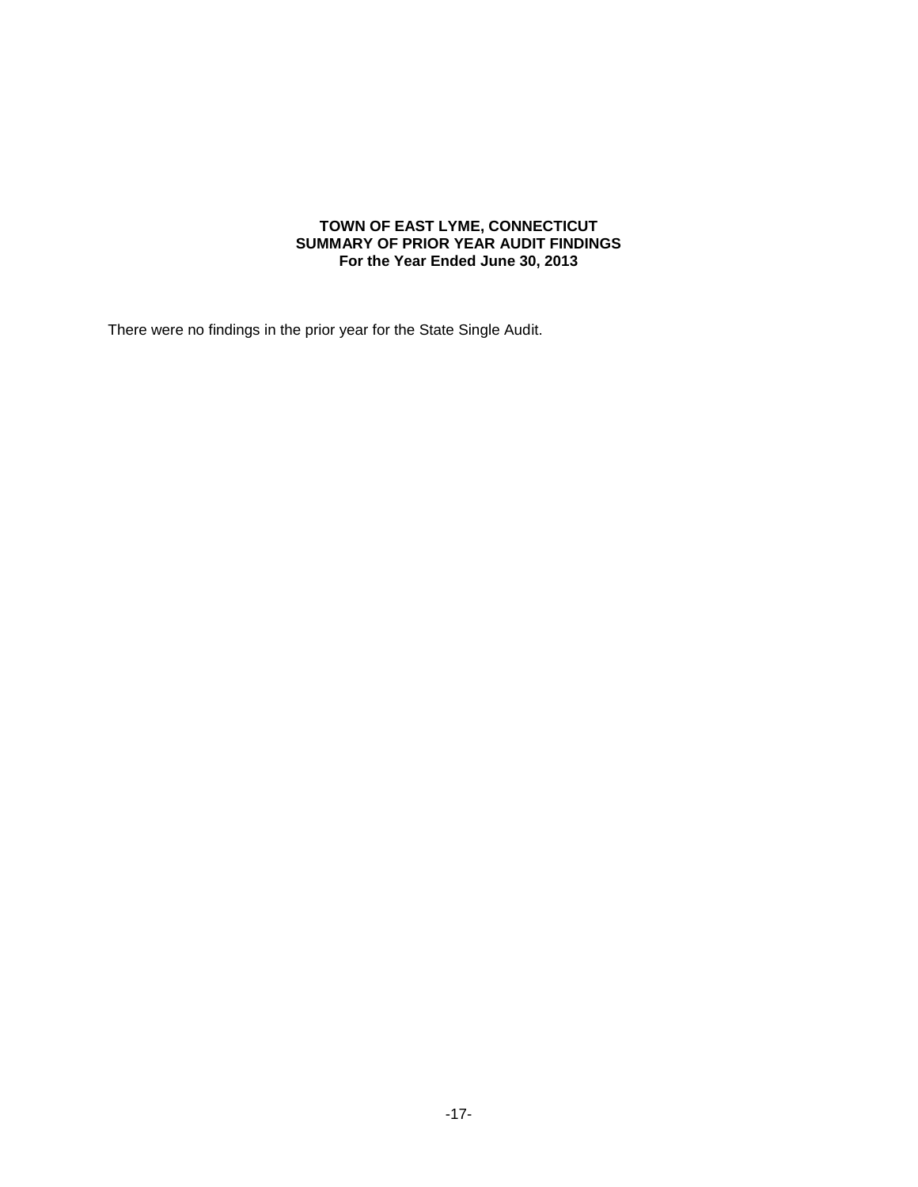**TOWN OF EAST LYME, CONNECTICUT**
**SUMMARY OF PRIOR YEAR AUDIT FINDINGS**
**For the Year Ended June 30, 2013**

There were no findings in the prior year for the State Single Audit.